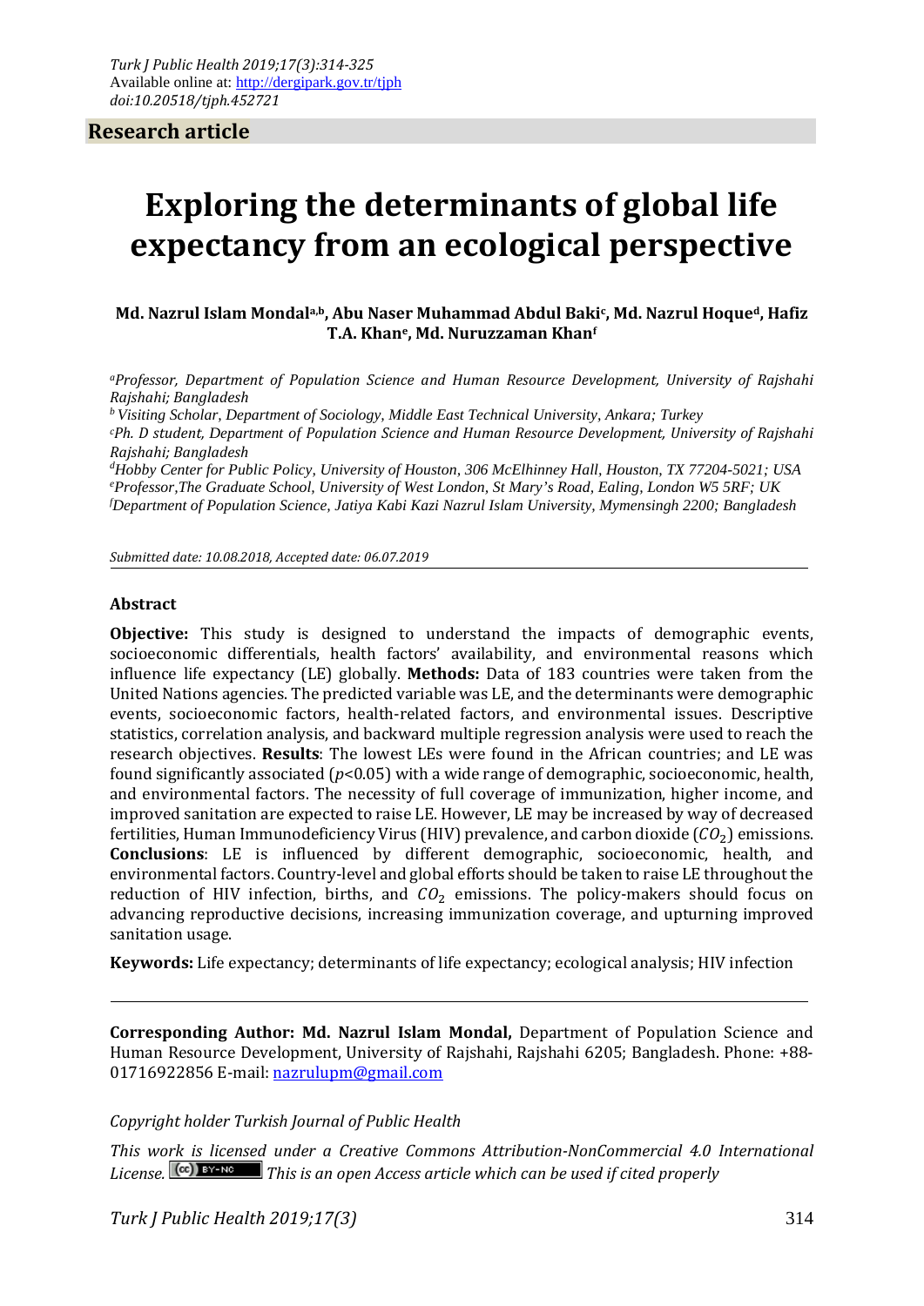Turk J Public Health 2019;17(3):314-325
Available online at: http://dergipark.gov.tr/tjph
*doi:10.20518/tjph.452721*

**Research article**

# Exploring the determinants of global life expectancy from an ecological perspective

**Md. Nazrul Islam Mondal[a,b], Abu Naser Muhammad Abdul Baki[c], Md. Nazrul Hoque[d], Hafiz T.A. Khan[e], Md. Nuruzzaman Khan[f]**

[a]*Professor, Department of Population Science and Human Resource Development, University of Rajshahi Rajshahi; Bangladesh*
[b]*Visiting Scholar, Department of Sociology, Middle East Technical University, Ankara; Turkey*
[c]*Ph. D student, Department of Population Science and Human Resource Development, University of Rajshahi Rajshahi; Bangladesh*
[d]*Hobby Center for Public Policy, University of Houston, 306 McElhinney Hall, Houston, TX 77204-5021; USA*
[e]*Professor, The Graduate School, University of West London, St Mary's Road, Ealing, London W5 5RF; UK*
[f]*Department of Population Science, Jatiya Kabi Kazi Nazrul Islam University, Mymensingh 2200; Bangladesh*

*Submitted date: 10.08.2018, Accepted date: 06.07.2019*

## Abstract

**Objective:** This study is designed to understand the impacts of demographic events, socioeconomic differentials, health factors' availability, and environmental reasons which influence life expectancy (LE) globally. **Methods:** Data of 183 countries were taken from the United Nations agencies. The predicted variable was LE, and the determinants were demographic events, socioeconomic factors, health-related factors, and environmental issues. Descriptive statistics, correlation analysis, and backward multiple regression analysis were used to reach the research objectives. **Results**: The lowest LEs were found in the African countries; and LE was found significantly associated ($p<0.05$) with a wide range of demographic, socioeconomic, health, and environmental factors. The necessity of full coverage of immunization, higher income, and improved sanitation are expected to raise LE. However, LE may be increased by way of decreased fertilities, Human Immunodeficiency Virus (HIV) prevalence, and carbon dioxide ($CO_2$) emissions. **Conclusions**: LE is influenced by different demographic, socioeconomic, health, and environmental factors. Country-level and global efforts should be taken to raise LE throughout the reduction of HIV infection, births, and $CO_2$ emissions. The policy-makers should focus on advancing reproductive decisions, increasing immunization coverage, and upturning improved sanitation usage.

**Keywords:** Life expectancy; determinants of life expectancy; ecological analysis; HIV infection

---

**Corresponding Author: Md. Nazrul Islam Mondal,** Department of Population Science and Human Resource Development, University of Rajshahi, Rajshahi 6205; Bangladesh. Phone: +88-01716922856 E-mail: nazrulupm@gmail.com

*Copyright holder Turkish Journal of Public Health*

*This work is licensed under a Creative Commons Attribution-NonCommercial 4.0 International License. This is an open Access article which can be used if cited properly*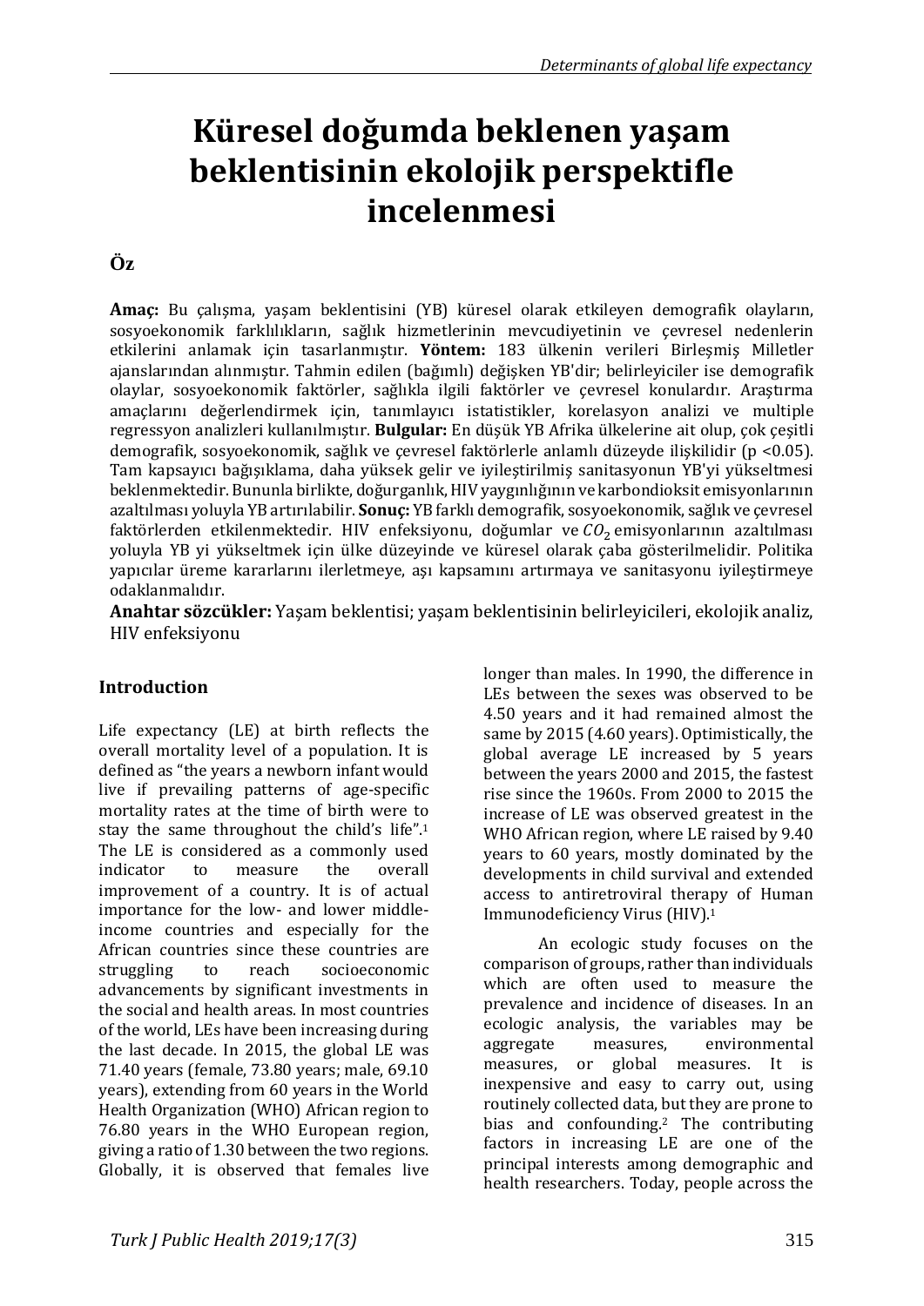# Küresel doğumda beklenen yaşam beklentisinin ekolojik perspektifle incelenmesi

## Öz

**Amaç:** Bu çalışma, yaşam beklentisini (YB) küresel olarak etkileyen demografik olayların, sosyoekonomik farklılıkların, sağlık hizmetlerinin mevcudiyetinin ve çevresel nedenlerin etkilerini anlamak için tasarlanmıştır. **Yöntem:** 183 ülkenin verileri Birleşmiş Milletler ajanslarından alınmıştır. Tahmin edilen (bağımlı) değişken YB'dir; belirleyiciler ise demografik olaylar, sosyoekonomik faktörler, sağlıkla ilgili faktörler ve çevresel konulardır. Araştırma amaçlarını değerlendirmek için, tanımlayıcı istatistikler, korelasyon analizi ve multiple regressyon analizleri kullanılmıştır. **Bulgular:** En düşük YB Afrika ülkelerine ait olup, çok çeşitli demografik, sosyoekonomik, sağlık ve çevresel faktörlerle anlamlı düzeyde ilişkilidir ($p < 0.05$). Tam kapsayıcı bağışıklama, daha yüksek gelir ve iyileştirilmiş sanitasyonun YB'yi yükseltmesi beklenmektedir. Bununla birlikte, doğurganlık, HIV yaygınlığının ve karbondioksit emisyonlarının azaltılması yoluyla YB artırılabilir. **Sonuç:** YB farklı demografik, sosyoekonomik, sağlık ve çevresel faktörlerden etkilenmektedir. HIV enfeksiyonu, doğumlar ve $CO_2$ emisyonlarının azaltılması yoluyla YB yi yükseltmek için ülke düzeyinde ve küresel olarak çaba gösterilmelidir. Politika yapıcılar üreme kararlarını ilerletmeye, aşı kapsamını artırmaya ve sanitasyonu iyileştirmeye odaklanmalıdır.

**Anahtar sözcükler:** Yaşam beklentisi; yaşam beklentisinin belirleyicileri, ekolojik analiz, HIV enfeksiyonu

## Introduction

Life expectancy (LE) at birth reflects the overall mortality level of a population. It is defined as "the years a newborn infant would live if prevailing patterns of age-specific mortality rates at the time of birth were to stay the same throughout the child's life".[1] The LE is considered as a commonly used indicator to measure the overall improvement of a country. It is of actual importance for the low- and lower middle-income countries and especially for the African countries since these countries are struggling to reach socioeconomic advancements by significant investments in the social and health areas. In most countries of the world, LEs have been increasing during the last decade. In 2015, the global LE was 71.40 years (female, 73.80 years; male, 69.10 years), extending from 60 years in the World Health Organization (WHO) African region to 76.80 years in the WHO European region, giving a ratio of 1.30 between the two regions. Globally, it is observed that females live longer than males. In 1990, the difference in LEs between the sexes was observed to be 4.50 years and it had remained almost the same by 2015 (4.60 years). Optimistically, the global average LE increased by 5 years between the years 2000 and 2015, the fastest rise since the 1960s. From 2000 to 2015 the increase of LE was observed greatest in the WHO African region, where LE raised by 9.40 years to 60 years, mostly dominated by the developments in child survival and extended access to antiretroviral therapy of Human Immunodeficiency Virus (HIV).[1]

An ecologic study focuses on the comparison of groups, rather than individuals which are often used to measure the prevalence and incidence of diseases. In an ecologic analysis, the variables may be aggregate measures, environmental measures, or global measures. It is inexpensive and easy to carry out, using routinely collected data, but they are prone to bias and confounding.[2] The contributing factors in increasing LE are one of the principal interests among demographic and health researchers. Today, people across the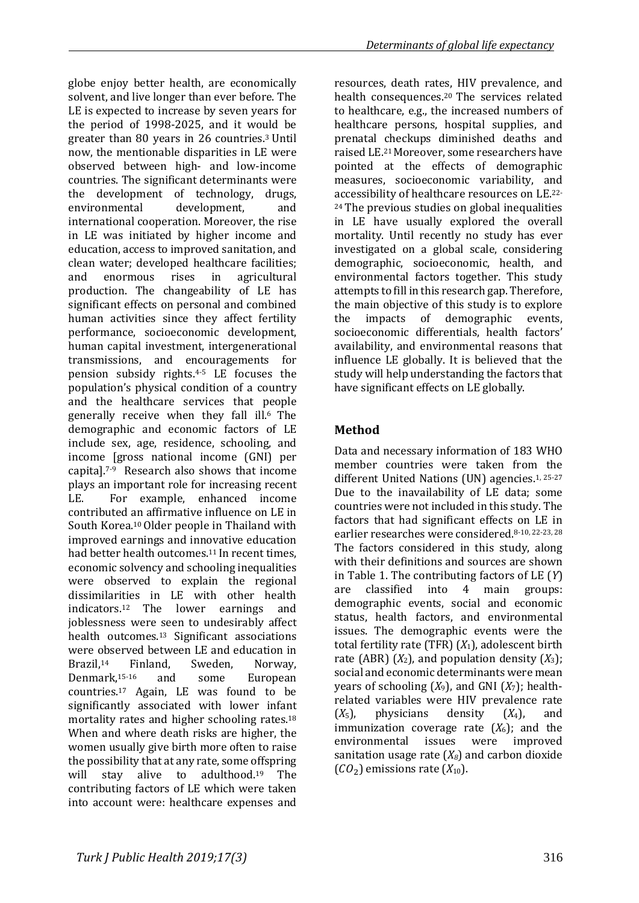globe enjoy better health, are economically solvent, and live longer than ever before. The LE is expected to increase by seven years for the period of 1998-2025, and it would be greater than 80 years in 26 countries.[3] Until now, the mentionable disparities in LE were observed between high- and low-income countries. The significant determinants were the development of technology, drugs, environmental development, and international cooperation. Moreover, the rise in LE was initiated by higher income and education, access to improved sanitation, and clean water; developed healthcare facilities; and enormous rises in agricultural production. The changeability of LE has significant effects on personal and combined human activities since they affect fertility performance, socioeconomic development, human capital investment, intergenerational transmissions, and encouragements for pension subsidy rights.[4-5] LE focuses the population's physical condition of a country and the healthcare services that people generally receive when they fall ill.[6] The demographic and economic factors of LE include sex, age, residence, schooling, and income [gross national income (GNI) per capita].[7-9] Research also shows that income plays an important role for increasing recent LE. For example, enhanced income contributed an affirmative influence on LE in South Korea.[10] Older people in Thailand with improved earnings and innovative education had better health outcomes.[11] In recent times, economic solvency and schooling inequalities were observed to explain the regional dissimilarities in LE with other health indicators.[12] The lower earnings and joblessness were seen to undesirably affect health outcomes.[13] Significant associations were observed between LE and education in Brazil,[14] Finland, Sweden, Norway, Denmark,[15-16] and some European countries.[17] Again, LE was found to be significantly associated with lower infant mortality rates and higher schooling rates.[18] When and where death risks are higher, the women usually give birth more often to raise the possibility that at any rate, some offspring will stay alive to adulthood.[19] The contributing factors of LE which were taken into account were: healthcare expenses and resources, death rates, HIV prevalence, and health consequences.[20] The services related to healthcare, e.g., the increased numbers of healthcare persons, hospital supplies, and prenatal checkups diminished deaths and raised LE.[21] Moreover, some researchers have pointed at the effects of demographic measures, socioeconomic variability, and accessibility of healthcare resources on LE.[22-24] The previous studies on global inequalities in LE have usually explored the overall mortality. Until recently no study has ever investigated on a global scale, considering demographic, socioeconomic, health, and environmental factors together. This study attempts to fill in this research gap. Therefore, the main objective of this study is to explore the impacts of demographic events, socioeconomic differentials, health factors' availability, and environmental reasons that influence LE globally. It is believed that the study will help understanding the factors that have significant effects on LE globally.

## Method

Data and necessary information of 183 WHO member countries were taken from the different United Nations (UN) agencies.[1, 25-27] Due to the inavailability of LE data; some countries were not included in this study. The factors that had significant effects on LE in earlier researches were considered.[8-10, 22-23, 28] The factors considered in this study, along with their definitions and sources are shown in Table 1. The contributing factors of LE ($Y$) are classified into 4 main groups: demographic events, social and economic status, health factors, and environmental issues. The demographic events were the total fertility rate (TFR) ($X_1$), adolescent birth rate (ABR) ($X_2$), and population density ($X_3$); social and economic determinants were mean years of schooling ($X_9$), and GNI ($X_7$); health-related variables were HIV prevalence rate ($X_5$), physicians density ($X_4$), and immunization coverage rate ($X_6$); and the environmental issues were improved sanitation usage rate ($X_8$) and carbon dioxide ($CO_2$) emissions rate ($X_{10}$).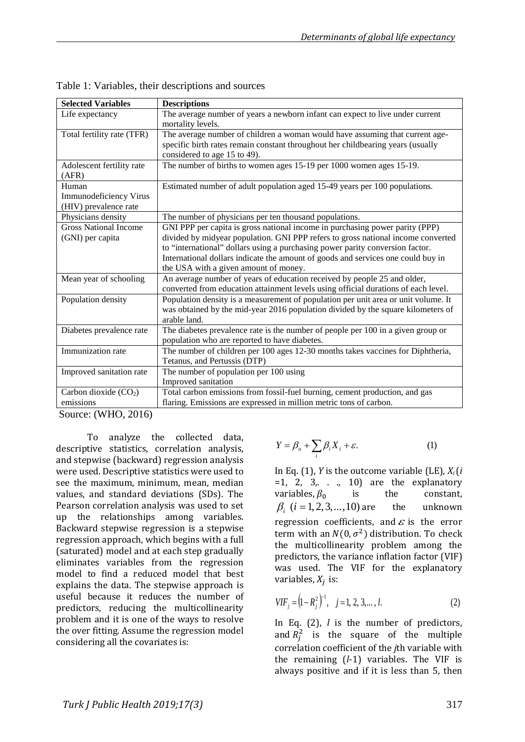Table 1: Variables, their descriptions and sources

| Selected Variables | Descriptions |
|---|---|
| Life expectancy | The average number of years a newborn infant can expect to live under current mortality levels. |
| Total fertility rate (TFR) | The average number of children a woman would have assuming that current age-specific birth rates remain constant throughout her childbearing years (usually considered to age 15 to 49). |
| Adolescent fertility rate (AFR) | The number of births to women ages 15-19 per 1000 women ages 15-19. |
| Human Immunodeficiency Virus (HIV) prevalence rate | Estimated number of adult population aged 15-49 years per 100 populations. |
| Physicians density | The number of physicians per ten thousand populations. |
| Gross National Income (GNI) per capita | GNI PPP per capita is gross national income in purchasing power parity (PPP) divided by midyear population. GNI PPP refers to gross national income converted to "international" dollars using a purchasing power parity conversion factor. International dollars indicate the amount of goods and services one could buy in the USA with a given amount of money. |
| Mean year of schooling | An average number of years of education received by people 25 and older, converted from education attainment levels using official durations of each level. |
| Population density | Population density is a measurement of population per unit area or unit volume. It was obtained by the mid-year 2016 population divided by the square kilometers of arable land. |
| Diabetes prevalence rate | The diabetes prevalence rate is the number of people per 100 in a given group or population who are reported to have diabetes. |
| Immunization rate | The number of children per 100 ages 12-30 months takes vaccines for Diphtheria, Tetanus, and Pertussis (DTP) |
| Improved sanitation rate | The number of population per 100 using Improved sanitation |
| Carbon dioxide ($CO_2$) emissions | Total carbon emissions from fossil-fuel burning, cement production, and gas flaring. Emissions are expressed in million metric tons of carbon. |

Source: (WHO, 2016)

To analyze the collected data, descriptive statistics, correlation analysis, and stepwise (backward) regression analysis were used. Descriptive statistics were used to see the maximum, minimum, mean, median values, and standard deviations (SDs). The Pearson correlation analysis was used to set up the relationships among variables. Backward stepwise regression is a stepwise regression approach, which begins with a full (saturated) model and at each step gradually eliminates variables from the regression model to find a reduced model that best explains the data. The stepwise approach is useful because it reduces the number of predictors, reducing the multicollinearity problem and it is one of the ways to resolve the over fitting. Assume the regression model considering all the covariates is:

$$Y = \beta_o + \sum_i \beta_i X_i + \varepsilon. \quad (1)$$

In Eq. (1), $Y$ is the outcome variable (LE), $X_i$ ($i$ =1, 2, 3,. . ., 10) are the explanatory variables, $\beta_0$ is the constant, $\beta_i$ $(i = 1, 2, 3, \ldots, 10)$ are the unknown regression coefficients, and $\varepsilon$ is the error term with an $N(0, \sigma^2)$ distribution. To check the multicollinearity problem among the predictors, the variance inflation factor (VIF) was used. The VIF for the explanatory variables, $X_j$ is:

$$VIF_j = \left(1 - R_j^2\right)^{-1}, \quad j = 1, 2, 3, \ldots, l. \quad (2)$$

In Eq. (2), $l$ is the number of predictors, and $R_j^2$ is the square of the multiple correlation coefficient of the $j$th variable with the remaining ($l$-1) variables. The VIF is always positive and if it is less than 5, then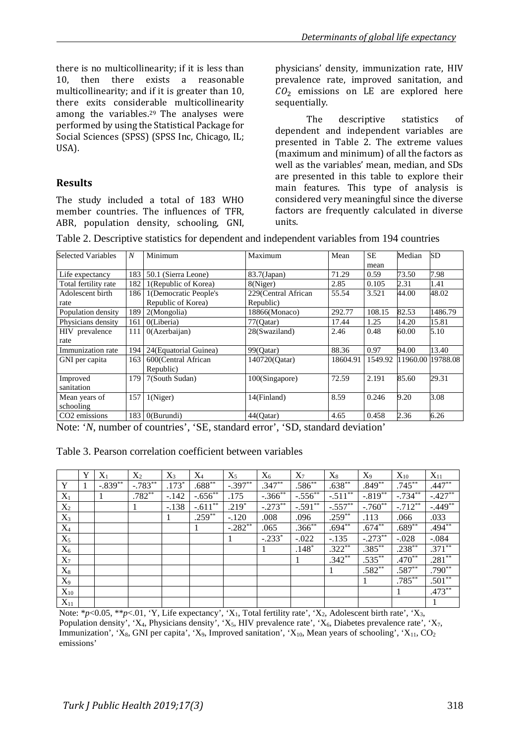there is no multicollinearity; if it is less than 10, then there exists a reasonable multicollinearity; and if it is greater than 10, there exits considerable multicollinearity among the variables.[29] The analyses were performed by using the Statistical Package for Social Sciences (SPSS) (SPSS Inc, Chicago, IL; USA).

## Results

The study included a total of 183 WHO member countries. The influences of TFR, ABR, population density, schooling, GNI, physicians' density, immunization rate, HIV prevalence rate, improved sanitation, and $CO_2$ emissions on LE are explored here sequentially.

The descriptive statistics of dependent and independent variables are presented in Table 2. The extreme values (maximum and minimum) of all the factors as well as the variables' mean, median, and SDs are presented in this table to explore their main features. This type of analysis is considered very meaningful since the diverse factors are frequently calculated in diverse units.

Table 2. Descriptive statistics for dependent and independent variables from 194 countries

| Selected Variables | *N* | Minimum | Maximum | Mean | SE mean | Median | SD |
|---|---|---|---|---|---|---|---|
| Life expectancy | 183 | 50.1 (Sierra Leone) | 83.7(Japan) | 71.29 | 0.59 | 73.50 | 7.98 |
| Total fertility rate | 182 | 1(Republic of Korea) | 8(Niger) | 2.85 | 0.105 | 2.31 | 1.41 |
| Adolescent birth rate | 186 | 1(Democratic People's Republic of Korea) | 229(Central African Republic) | 55.54 | 3.521 | 44.00 | 48.02 |
| Population density | 189 | 2(Mongolia) | 18866(Monaco) | 292.77 | 108.15 | 82.53 | 1486.79 |
| Physicians density | 161 | 0(Liberia) | 77(Qatar) | 17.44 | 1.25 | 14.20 | 15.81 |
| HIV prevalence rate | 111 | 0(Azerbaijan) | 28(Swaziland) | 2.46 | 0.48 | 60.00 | 5.10 |
| Immunization rate | 194 | 24(Equatorial Guinea) | 99(Qatar) | 88.36 | 0.97 | 94.00 | 13.40 |
| GNI per capita | 163 | 600(Central African Republic) | 140720(Qatar) | 18604.91 | 1549.92 | 11960.00 | 19788.08 |
| Improved sanitation | 179 | 7(South Sudan) | 100(Singapore) | 72.59 | 2.191 | 85.60 | 29.31 |
| Mean years of schooling | 157 | 1(Niger) | 14(Finland) | 8.59 | 0.246 | 9.20 | 3.08 |
| $CO_2$ emissions | 183 | 0(Burundi) | 44(Qatar) | 4.65 | 0.458 | 2.36 | 6.26 |

Note: '*N*, number of countries', 'SE, standard error', 'SD, standard deviation'

Table 3. Pearson correlation coefficient between variables

| | Y | $X_1$ | $X_2$ | $X_3$ | $X_4$ | $X_5$ | $X_6$ | $X_7$ | $X_8$ | $X_9$ | $X_{10}$ | $X_{11}$ |
|---|---|---|---|---|---|---|---|---|---|---|---|---|
| Y | 1 | -.839** | -.783** | .173* | .688** | -.397** | .347** | .586** | .638** | .849** | .745** | .447** |
| $X_1$ | | 1 | .782** | -.142 | -.656** | .175 | -.366** | -.556** | -.511** | -.819** | -.734** | -.427** |
| $X_2$ | | | 1 | -.138 | -.611** | .219* | -.273** | -.591** | -.557** | -.760** | -.712** | -.449** |
| $X_3$ | | | | 1 | .259** | -.120 | .008 | .096 | .259** | .113 | .066 | .033 |
| $X_4$ | | | | | 1 | -.282** | .065 | .366** | .694** | .674** | .689** | .494** |
| $X_5$ | | | | | | 1 | -.233* | -.022 | -.135 | -.273** | -.028 | -.084 |
| $X_6$ | | | | | | | 1 | .148* | .322** | .385** | .238** | .371** |
| $X_7$ | | | | | | | | 1 | .342** | .535** | .470** | .281** |
| $X_8$ | | | | | | | | | 1 | .582** | .587** | .790** |
| $X_9$ | | | | | | | | | | 1 | .785** | .501** |
| $X_{10}$ | | | | | | | | | | | 1 | .473** |
| $X_{11}$ | | | | | | | | | | | | 1 |

Note: \*$p<0.05$, \*\*$p<.01$, 'Y, Life expectancy', '$X_1$, Total fertility rate', '$X_2$, Adolescent birth rate', '$X_3$, Population density', '$X_4$, Physicians density', '$X_5$, HIV prevalence rate', '$X_6$, Diabetes prevalence rate', '$X_7$, Immunization', '$X_8$, GNI per capita', '$X_9$, Improved sanitation', '$X_{10}$, Mean years of schooling', '$X_{11}$, $CO_2$ emissions'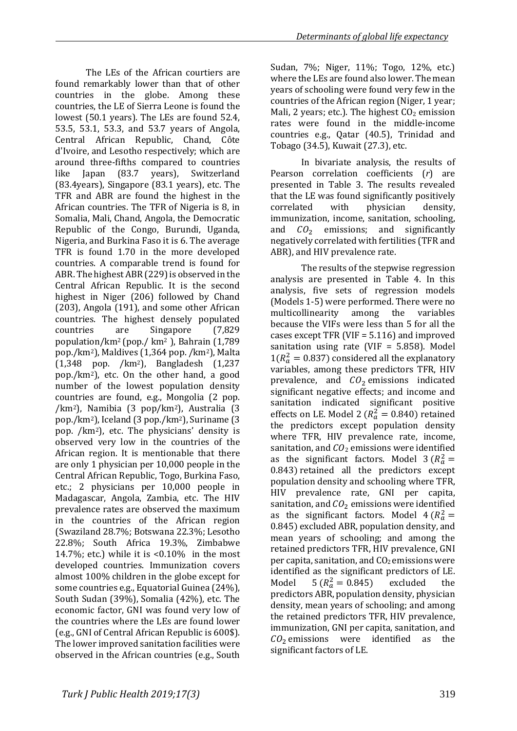The LEs of the African courtiers are found remarkably lower than that of other countries in the globe. Among these countries, the LE of Sierra Leone is found the lowest (50.1 years). The LEs are found 52.4, 53.5, 53.1, 53.3, and 53.7 years of Angola, Central African Republic, Chand, Côte d'Ivoire, and Lesotho respectively; which are around three-fifths compared to countries like Japan (83.7 years), Switzerland (83.4years), Singapore (83.1 years), etc. The TFR and ABR are found the highest in the African countries. The TFR of Nigeria is 8, in Somalia, Mali, Chand, Angola, the Democratic Republic of the Congo, Burundi, Uganda, Nigeria, and Burkina Faso it is 6. The average TFR is found 1.70 in the more developed countries. A comparable trend is found for ABR. The highest ABR (229) is observed in the Central African Republic. It is the second highest in Niger (206) followed by Chand (203), Angola (191), and some other African countries. The highest densely populated countries are Singapore (7,829 population/km$^2$ (pop./ km$^2$ ), Bahrain (1,789 pop./km$^2$), Maldives (1,364 pop. /km$^2$), Malta (1,348 pop. /km$^2$), Bangladesh (1,237 pop./km$^2$), etc. On the other hand, a good number of the lowest population density countries are found, e.g., Mongolia (2 pop. /km$^2$), Namibia (3 pop/km$^2$), Australia (3 pop./km$^2$), Iceland (3 pop./km$^2$), Suriname (3 pop. /km$^2$), etc. The physicians' density is observed very low in the countries of the African region. It is mentionable that there are only 1 physician per 10,000 people in the Central African Republic, Togo, Burkina Faso, etc.; 2 physicians per 10,000 people in Madagascar, Angola, Zambia, etc. The HIV prevalence rates are observed the maximum in the countries of the African region (Swaziland 28.7%; Botswana 22.3%; Lesotho 22.8%; South Africa 19.3%, Zimbabwe 14.7%; etc.) while it is <0.10% in the most developed countries. Immunization covers almost 100% children in the globe except for some countries e.g., Equatorial Guinea (24%), South Sudan (39%), Somalia (42%), etc. The economic factor, GNI was found very low of the countries where the LEs are found lower (e.g., GNI of Central African Republic is 600$). The lower improved sanitation facilities were observed in the African countries (e.g., South Sudan, 7%; Niger, 11%; Togo, 12%, etc.) where the LEs are found also lower. The mean years of schooling were found very few in the countries of the African region (Niger, 1 year; Mali, 2 years; etc.). The highest $CO_2$ emission rates were found in the middle-income countries e.g., Qatar (40.5), Trinidad and Tobago (34.5), Kuwait (27.3), etc.

In bivariate analysis, the results of Pearson correlation coefficients ($r$) are presented in Table 3. The results revealed that the LE was found significantly positively correlated with physician density, immunization, income, sanitation, schooling, and $CO_2$ emissions; and significantly negatively correlated with fertilities (TFR and ABR), and HIV prevalence rate.

The results of the stepwise regression analysis are presented in Table 4. In this analysis, five sets of regression models (Models 1-5) were performed. There were no multicollinearity among the variables because the VIFs were less than 5 for all the cases except TFR (VIF = 5.116) and improved sanitation using rate (VIF = 5.858). Model 1($R_a^2 = 0.837$) considered all the explanatory variables, among these predictors TFR, HIV prevalence, and $CO_2$ emissions indicated significant negative effects; and income and sanitation indicated significant positive effects on LE. Model 2 ($R_a^2 = 0.840$) retained the predictors except population density where TFR, HIV prevalence rate, income, sanitation, and $CO_2$ emissions were identified as the significant factors. Model 3 ($R_a^2 = 0.843$) retained all the predictors except population density and schooling where TFR, HIV prevalence rate, GNI per capita, sanitation, and $CO_2$ emissions were identified as the significant factors. Model 4 ($R_a^2 = 0.845$) excluded ABR, population density, and mean years of schooling; and among the retained predictors TFR, HIV prevalence, GNI per capita, sanitation, and $CO_2$ emissions were identified as the significant predictors of LE. Model 5 ($R_a^2 = 0.845$) excluded the predictors ABR, population density, physician density, mean years of schooling; and among the retained predictors TFR, HIV prevalence, immunization, GNI per capita, sanitation, and $CO_2$ emissions were identified as the significant factors of LE.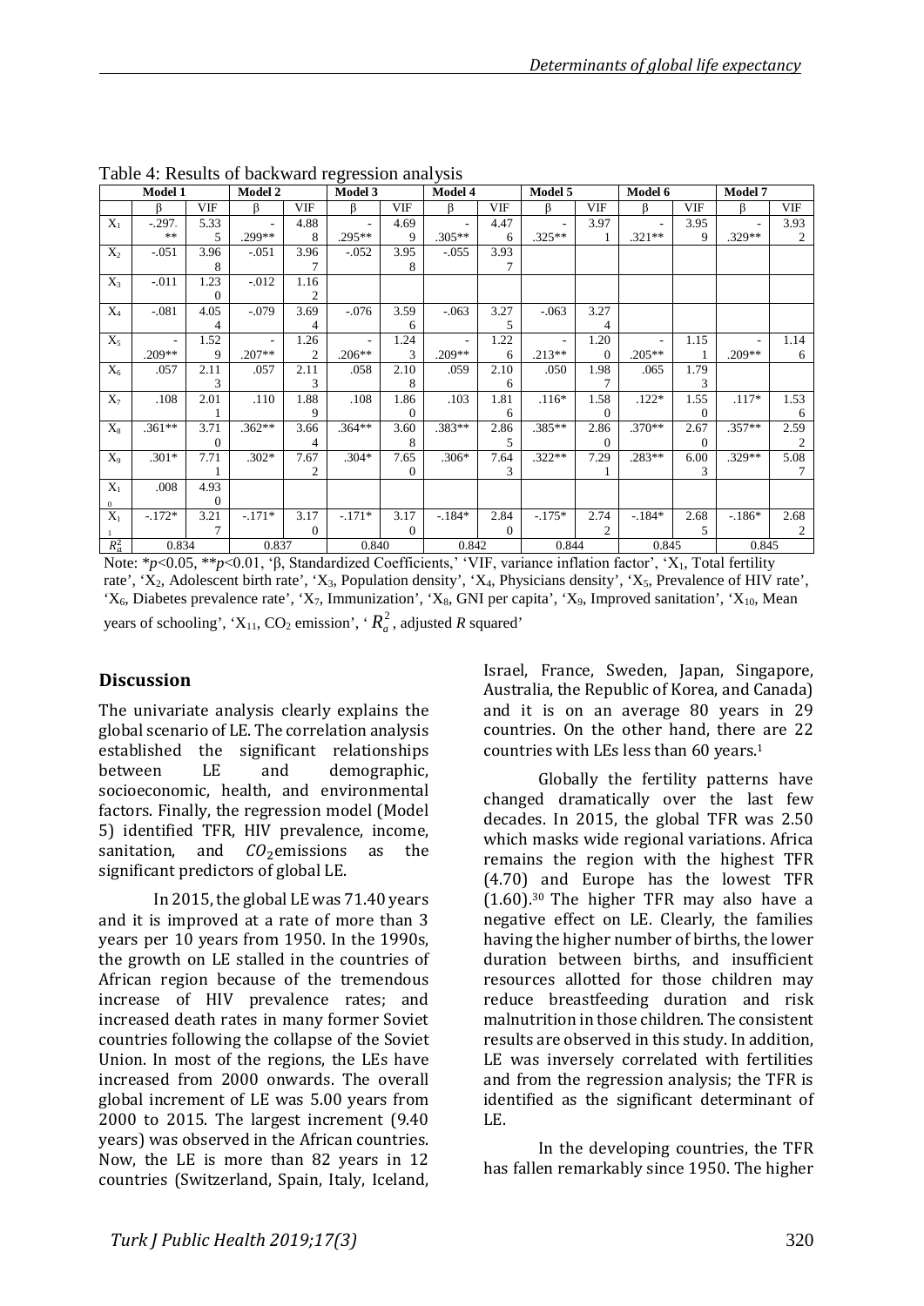Table 4: Results of backward regression analysis

| | Model 1 | | Model 2 | | Model 3 | | Model 4 | | Model 5 | | Model 6 | | Model 7 | |
|---|---|---|---|---|---|---|---|---|---|---|---|---|---|---|
| | β | VIF | β | VIF | β | VIF | β | VIF | β | VIF | β | VIF | β | VIF |
| $X_1$ | -.297** | 5.335 | -.299** | 4.888 | -.295** | 4.699 | -.305** | 4.476 | -.325** | 3.971 | -.321** | 3.959 | -.329** | 3.932 |
| $X_2$ | -.051 | 3.968 | -.051 | 3.967 | -.052 | 3.958 | -.055 | 3.937 | | | | | | |
| $X_3$ | -.011 | 1.230 | -.012 | 1.162 | | | | | | | | | | |
| $X_4$ | -.081 | 4.054 | -.079 | 3.694 | -.076 | 3.596 | -.063 | 3.275 | -.063 | 3.274 | | | | |
| $X_5$ | -.209** | 1.529 | -.207** | 1.262 | -.206** | 1.243 | -.209** | 1.226 | -.213** | 1.200 | -.205** | 1.151 | -.209** | 1.146 |
| $X_6$ | .057 | 2.113 | .057 | 2.113 | .058 | 2.108 | .059 | 2.106 | .050 | 1.987 | .065 | 1.793 | | |
| $X_7$ | .108 | 2.011 | .110 | 1.889 | .108 | 1.860 | .103 | 1.816 | .116* | 1.580 | .122* | 1.550 | .117* | 1.536 |
| $X_8$ | .361** | 3.710 | .362** | 3.664 | .364** | 3.608 | .383** | 2.865 | .385** | 2.860 | .370** | 2.670 | .357** | 2.592 |
| $X_9$ | .301* | 7.711 | .302* | 7.672 | .304* | 7.650 | .306* | 7.643 | .322** | 7.291 | .283** | 6.003 | .329** | 5.087 |
| $X_{10}$ | .008 | 4.930 | | | | | | | | | | | | |
| $X_{11}$ | -.172* | 3.217 | -.171* | 3.170 | -.171* | 3.170 | -.184* | 2.840 | -.175* | 2.742 | -.184* | 2.685 | -.186* | 2.682 |
| $R_a^2$ | 0.834 | | 0.837 | | 0.840 | | 0.842 | | 0.844 | | 0.845 | | 0.845 | |

Note: \*$p$<0.05, \*\*$p$<0.01, 'β, Standardized Coefficients,' 'VIF, variance inflation factor', '$X_1$, Total fertility rate', '$X_2$, Adolescent birth rate', '$X_3$, Population density', '$X_4$, Physicians density', '$X_5$, Prevalence of HIV rate', '$X_6$, Diabetes prevalence rate', '$X_7$, Immunization', '$X_8$, GNI per capita', '$X_9$, Improved sanitation', '$X_{10}$, Mean years of schooling', '$X_{11}$, $CO_2$ emission', '$R_a^2$, adjusted $R$ squared'

## Discussion

The univariate analysis clearly explains the global scenario of LE. The correlation analysis established the significant relationships between LE and demographic, socioeconomic, health, and environmental factors. Finally, the regression model (Model 5) identified TFR, HIV prevalence, income, sanitation, and $CO_2$ emissions as the significant predictors of global LE.

In 2015, the global LE was 71.40 years and it is improved at a rate of more than 3 years per 10 years from 1950. In the 1990s, the growth on LE stalled in the countries of African region because of the tremendous increase of HIV prevalence rates; and increased death rates in many former Soviet countries following the collapse of the Soviet Union. In most of the regions, the LEs have increased from 2000 onwards. The overall global increment of LE was 5.00 years from 2000 to 2015. The largest increment (9.40 years) was observed in the African countries. Now, the LE is more than 82 years in 12 countries (Switzerland, Spain, Italy, Iceland, Israel, France, Sweden, Japan, Singapore, Australia, the Republic of Korea, and Canada) and it is on an average 80 years in 29 countries. On the other hand, there are 22 countries with LEs less than 60 years.[1]

Globally the fertility patterns have changed dramatically over the last few decades. In 2015, the global TFR was 2.50 which masks wide regional variations. Africa remains the region with the highest TFR (4.70) and Europe has the lowest TFR (1.60).[30] The higher TFR may also have a negative effect on LE. Clearly, the families having the higher number of births, the lower duration between births, and insufficient resources allotted for those children may reduce breastfeeding duration and risk malnutrition in those children. The consistent results are observed in this study. In addition, LE was inversely correlated with fertilities and from the regression analysis; the TFR is identified as the significant determinant of LE.

In the developing countries, the TFR has fallen remarkably since 1950. The higher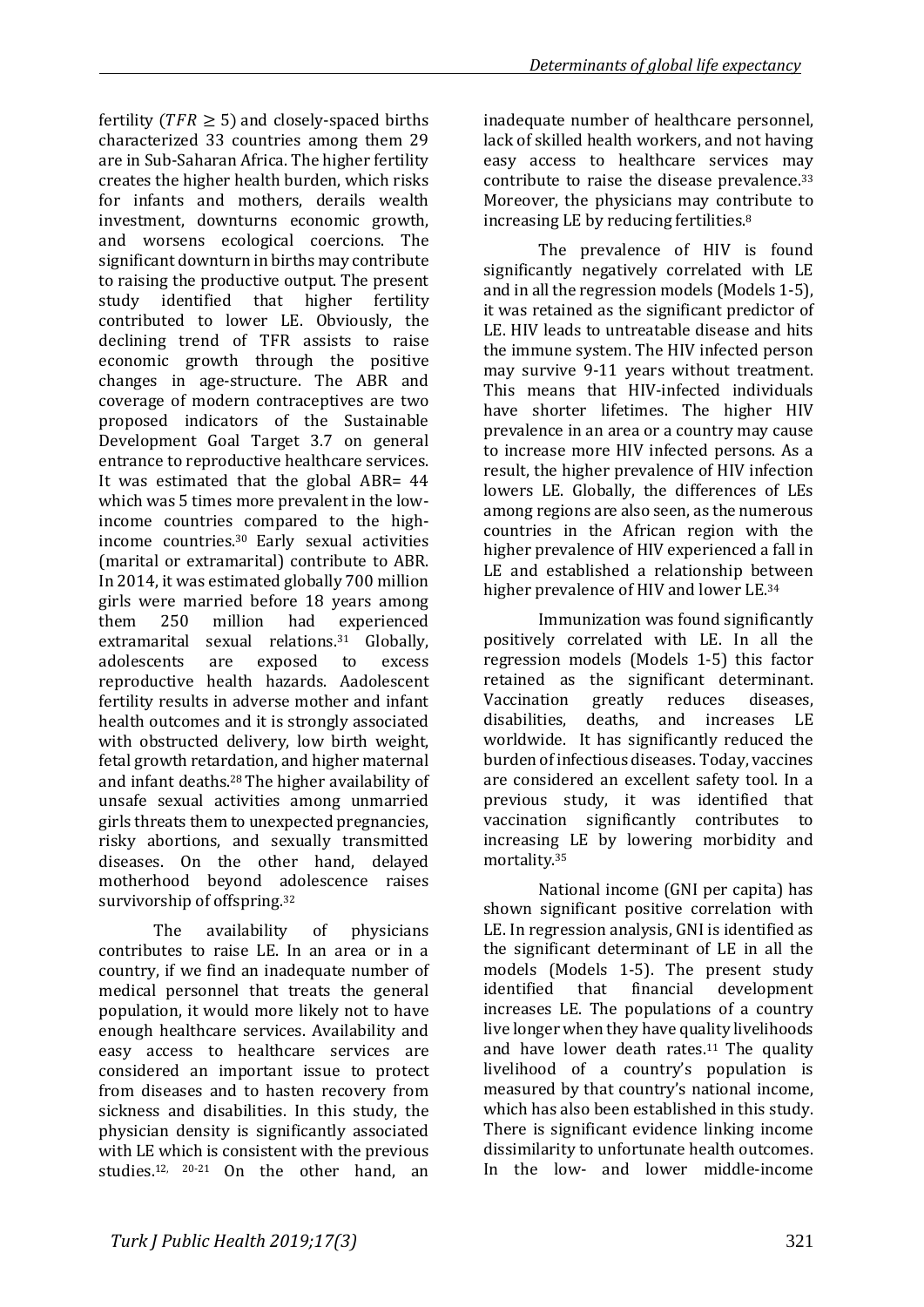fertility ($TFR \geq 5$) and closely-spaced births characterized 33 countries among them 29 are in Sub-Saharan Africa. The higher fertility creates the higher health burden, which risks for infants and mothers, derails wealth investment, downturns economic growth, and worsens ecological coercions. The significant downturn in births may contribute to raising the productive output. The present study identified that higher fertility contributed to lower LE. Obviously, the declining trend of TFR assists to raise economic growth through the positive changes in age-structure. The ABR and coverage of modern contraceptives are two proposed indicators of the Sustainable Development Goal Target 3.7 on general entrance to reproductive healthcare services. It was estimated that the global ABR= 44 which was 5 times more prevalent in the low-income countries compared to the high-income countries.[30] Early sexual activities (marital or extramarital) contribute to ABR. In 2014, it was estimated globally 700 million girls were married before 18 years among them 250 million had experienced extramarital sexual relations.[31] Globally, adolescents are exposed to excess reproductive health hazards. Aadolescent fertility results in adverse mother and infant health outcomes and it is strongly associated with obstructed delivery, low birth weight, fetal growth retardation, and higher maternal and infant deaths.[28] The higher availability of unsafe sexual activities among unmarried girls threats them to unexpected pregnancies, risky abortions, and sexually transmitted diseases. On the other hand, delayed motherhood beyond adolescence raises survivorship of offspring.[32]

The availability of physicians contributes to raise LE. In an area or in a country, if we find an inadequate number of medical personnel that treats the general population, it would more likely not to have enough healthcare services. Availability and easy access to healthcare services are considered an important issue to protect from diseases and to hasten recovery from sickness and disabilities. In this study, the physician density is significantly associated with LE which is consistent with the previous studies.[12, 20-21] On the other hand, an inadequate number of healthcare personnel, lack of skilled health workers, and not having easy access to healthcare services may contribute to raise the disease prevalence.[33] Moreover, the physicians may contribute to increasing LE by reducing fertilities.[8]

The prevalence of HIV is found significantly negatively correlated with LE and in all the regression models (Models 1-5), it was retained as the significant predictor of LE. HIV leads to untreatable disease and hits the immune system. The HIV infected person may survive 9-11 years without treatment. This means that HIV-infected individuals have shorter lifetimes. The higher HIV prevalence in an area or a country may cause to increase more HIV infected persons. As a result, the higher prevalence of HIV infection lowers LE. Globally, the differences of LEs among regions are also seen, as the numerous countries in the African region with the higher prevalence of HIV experienced a fall in LE and established a relationship between higher prevalence of HIV and lower LE.[34]

Immunization was found significantly positively correlated with LE. In all the regression models (Models 1-5) this factor retained as the significant determinant. Vaccination greatly reduces diseases, disabilities, deaths, and increases LE worldwide. It has significantly reduced the burden of infectious diseases. Today, vaccines are considered an excellent safety tool. In a previous study, it was identified that vaccination significantly contributes to increasing LE by lowering morbidity and mortality.[35]

National income (GNI per capita) has shown significant positive correlation with LE. In regression analysis, GNI is identified as the significant determinant of LE in all the models (Models 1-5). The present study identified that financial development increases LE. The populations of a country live longer when they have quality livelihoods and have lower death rates.[11] The quality livelihood of a country's population is measured by that country's national income, which has also been established in this study. There is significant evidence linking income dissimilarity to unfortunate health outcomes. In the low- and lower middle-income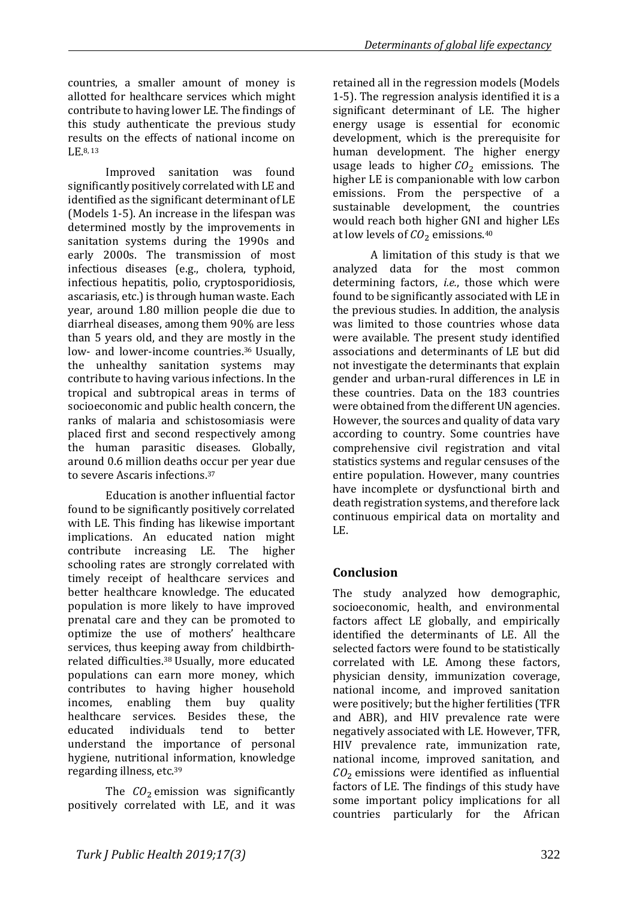countries, a smaller amount of money is allotted for healthcare services which might contribute to having lower LE. The findings of this study authenticate the previous study results on the effects of national income on LE.[8, 13]

Improved sanitation was found significantly positively correlated with LE and identified as the significant determinant of LE (Models 1-5). An increase in the lifespan was determined mostly by the improvements in sanitation systems during the 1990s and early 2000s. The transmission of most infectious diseases (e.g., cholera, typhoid, infectious hepatitis, polio, cryptosporidiosis, ascariasis, etc.) is through human waste. Each year, around 1.80 million people die due to diarrheal diseases, among them 90% are less than 5 years old, and they are mostly in the low- and lower-income countries.[36] Usually, the unhealthy sanitation systems may contribute to having various infections. In the tropical and subtropical areas in terms of socioeconomic and public health concern, the ranks of malaria and schistosomiasis were placed first and second respectively among the human parasitic diseases. Globally, around 0.6 million deaths occur per year due to severe Ascaris infections.[37]

Education is another influential factor found to be significantly positively correlated with LE. This finding has likewise important implications. An educated nation might contribute increasing LE. The higher schooling rates are strongly correlated with timely receipt of healthcare services and better healthcare knowledge. The educated population is more likely to have improved prenatal care and they can be promoted to optimize the use of mothers' healthcare services, thus keeping away from childbirth-related difficulties.[38] Usually, more educated populations can earn more money, which contributes to having higher household incomes, enabling them buy quality healthcare services. Besides these, the educated individuals tend to better understand the importance of personal hygiene, nutritional information, knowledge regarding illness, etc.[39]

The $CO_2$ emission was significantly positively correlated with LE, and it was retained all in the regression models (Models 1-5). The regression analysis identified it is a significant determinant of LE. The higher energy usage is essential for economic development, which is the prerequisite for human development. The higher energy usage leads to higher $CO_2$ emissions. The higher LE is companionable with low carbon emissions. From the perspective of a sustainable development, the countries would reach both higher GNI and higher LEs at low levels of $CO_2$ emissions.[40]

A limitation of this study is that we analyzed data for the most common determining factors, *i.e.*, those which were found to be significantly associated with LE in the previous studies. In addition, the analysis was limited to those countries whose data were available. The present study identified associations and determinants of LE but did not investigate the determinants that explain gender and urban-rural differences in LE in these countries. Data on the 183 countries were obtained from the different UN agencies. However, the sources and quality of data vary according to country. Some countries have comprehensive civil registration and vital statistics systems and regular censuses of the entire population. However, many countries have incomplete or dysfunctional birth and death registration systems, and therefore lack continuous empirical data on mortality and LE.

## Conclusion

The study analyzed how demographic, socioeconomic, health, and environmental factors affect LE globally, and empirically identified the determinants of LE. All the selected factors were found to be statistically correlated with LE. Among these factors, physician density, immunization coverage, national income, and improved sanitation were positively; but the higher fertilities (TFR and ABR), and HIV prevalence rate were negatively associated with LE. However, TFR, HIV prevalence rate, immunization rate, national income, improved sanitation, and $CO_2$ emissions were identified as influential factors of LE. The findings of this study have some important policy implications for all countries particularly for the African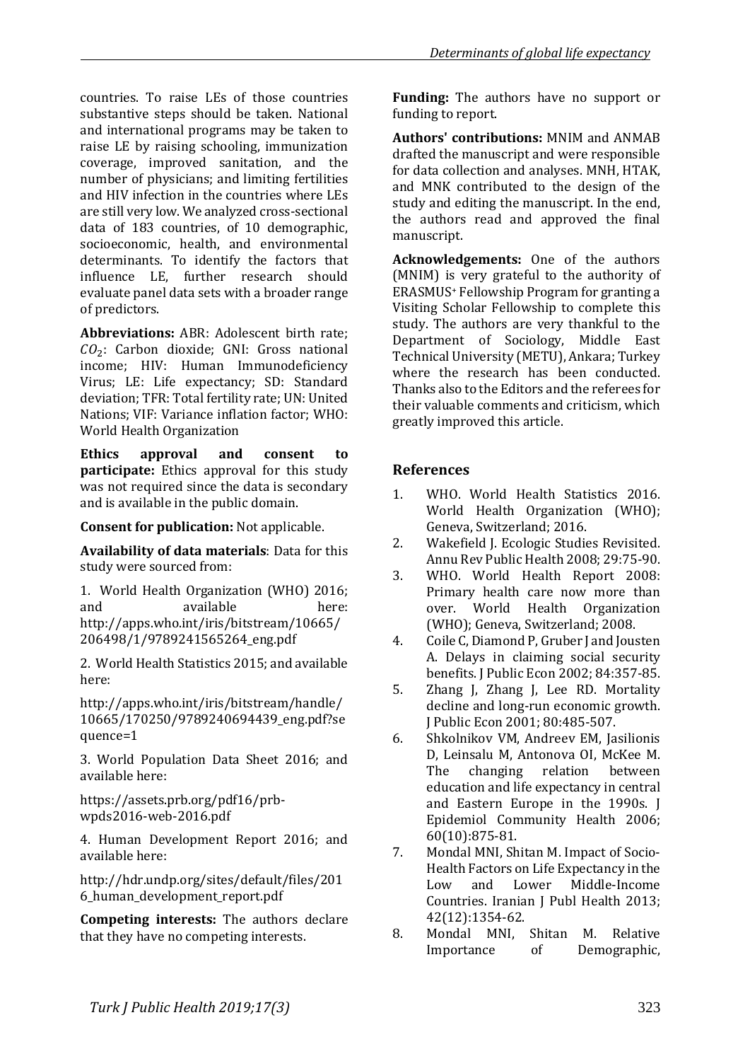countries. To raise LEs of those countries substantive steps should be taken. National and international programs may be taken to raise LE by raising schooling, immunization coverage, improved sanitation, and the number of physicians; and limiting fertilities and HIV infection in the countries where LEs are still very low. We analyzed cross-sectional data of 183 countries, of 10 demographic, socioeconomic, health, and environmental determinants. To identify the factors that influence LE, further research should evaluate panel data sets with a broader range of predictors.

**Abbreviations:** ABR: Adolescent birth rate; $CO_2$: Carbon dioxide; GNI: Gross national income; HIV: Human Immunodeficiency Virus; LE: Life expectancy; SD: Standard deviation; TFR: Total fertility rate; UN: United Nations; VIF: Variance inflation factor; WHO: World Health Organization

**Ethics approval and consent to participate:** Ethics approval for this study was not required since the data is secondary and is available in the public domain.

**Consent for publication:** Not applicable.

**Availability of data materials**: Data for this study were sourced from:

1. World Health Organization (WHO) 2016; and available here: http://apps.who.int/iris/bitstream/10665/206498/1/9789241565264_eng.pdf

2. World Health Statistics 2015; and available here:

http://apps.who.int/iris/bitstream/handle/10665/170250/9789240694439_eng.pdf?sequence=1

3. World Population Data Sheet 2016; and available here:

https://assets.prb.org/pdf16/prb-wpds2016-web-2016.pdf

4. Human Development Report 2016; and available here:

http://hdr.undp.org/sites/default/files/2016_human_development_report.pdf

**Competing interests:** The authors declare that they have no competing interests.

**Funding:** The authors have no support or funding to report.

**Authors' contributions:** MNIM and ANMAB drafted the manuscript and were responsible for data collection and analyses. MNH, HTAK, and MNK contributed to the design of the study and editing the manuscript. In the end, the authors read and approved the final manuscript.

**Acknowledgements:** One of the authors (MNIM) is very grateful to the authority of ERASMUS+ Fellowship Program for granting a Visiting Scholar Fellowship to complete this study. The authors are very thankful to the Department of Sociology, Middle East Technical University (METU), Ankara; Turkey where the research has been conducted. Thanks also to the Editors and the referees for their valuable comments and criticism, which greatly improved this article.

## References

1. WHO. World Health Statistics 2016. World Health Organization (WHO); Geneva, Switzerland; 2016.
2. Wakefield J. Ecologic Studies Revisited. Annu Rev Public Health 2008; 29:75-90.
3. WHO. World Health Report 2008: Primary health care now more than over. World Health Organization (WHO); Geneva, Switzerland; 2008.
4. Coile C, Diamond P, Gruber J and Jousten A. Delays in claiming social security benefits. J Public Econ 2002; 84:357-85.
5. Zhang J, Zhang J, Lee RD. Mortality decline and long-run economic growth. J Public Econ 2001; 80:485-507.
6. Shkolnikov VM, Andreev EM, Jasilionis D, Leinsalu M, Antonova OI, McKee M. The changing relation between education and life expectancy in central and Eastern Europe in the 1990s. J Epidemiol Community Health 2006; 60(10):875-81.
7. Mondal MNI, Shitan M. Impact of Socio-Health Factors on Life Expectancy in the Low and Lower Middle-Income Countries. Iranian J Publ Health 2013; 42(12):1354-62.
8. Mondal MNI, Shitan M. Relative Importance of Demographic,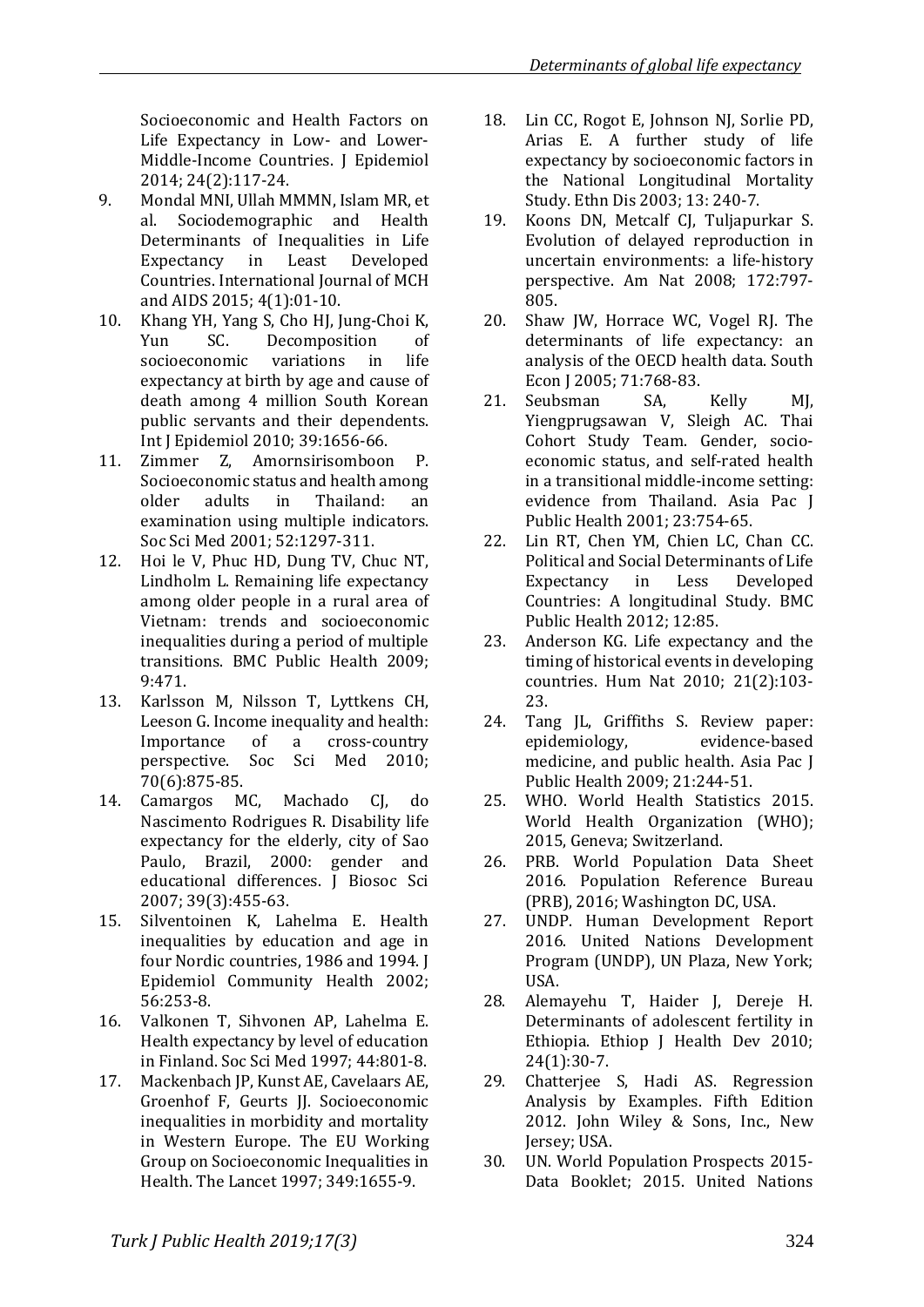Socioeconomic and Health Factors on Life Expectancy in Low- and Lower-Middle-Income Countries. J Epidemiol 2014; 24(2):117-24.

9. Mondal MNI, Ullah MMMN, Islam MR, et al. Sociodemographic and Health Determinants of Inequalities in Life Expectancy in Least Developed Countries. International Journal of MCH and AIDS 2015; 4(1):01-10.
10. Khang YH, Yang S, Cho HJ, Jung-Choi K, Yun SC. Decomposition of socioeconomic variations in life expectancy at birth by age and cause of death among 4 million South Korean public servants and their dependents. Int J Epidemiol 2010; 39:1656-66.
11. Zimmer Z, Amornsirisomboon P. Socioeconomic status and health among older adults in Thailand: an examination using multiple indicators. Soc Sci Med 2001; 52:1297-311.
12. Hoi le V, Phuc HD, Dung TV, Chuc NT, Lindholm L. Remaining life expectancy among older people in a rural area of Vietnam: trends and socioeconomic inequalities during a period of multiple transitions. BMC Public Health 2009; 9:471.
13. Karlsson M, Nilsson T, Lyttkens CH, Leeson G. Income inequality and health: Importance of a cross-country perspective. Soc Sci Med 2010; 70(6):875-85.
14. Camargos MC, Machado CJ, do Nascimento Rodrigues R. Disability life expectancy for the elderly, city of Sao Paulo, Brazil, 2000: gender and educational differences. J Biosoc Sci 2007; 39(3):455-63.
15. Silventoinen K, Lahelma E. Health inequalities by education and age in four Nordic countries, 1986 and 1994. J Epidemiol Community Health 2002; 56:253-8.
16. Valkonen T, Sihvonen AP, Lahelma E. Health expectancy by level of education in Finland. Soc Sci Med 1997; 44:801-8.
17. Mackenbach JP, Kunst AE, Cavelaars AE, Groenhof F, Geurts JJ. Socioeconomic inequalities in morbidity and mortality in Western Europe. The EU Working Group on Socioeconomic Inequalities in Health. The Lancet 1997; 349:1655-9.
18. Lin CC, Rogot E, Johnson NJ, Sorlie PD, Arias E. A further study of life expectancy by socioeconomic factors in the National Longitudinal Mortality Study. Ethn Dis 2003; 13: 240-7.
19. Koons DN, Metcalf CJ, Tuljapurkar S. Evolution of delayed reproduction in uncertain environments: a life-history perspective. Am Nat 2008; 172:797-805.
20. Shaw JW, Horrace WC, Vogel RJ. The determinants of life expectancy: an analysis of the OECD health data. South Econ J 2005; 71:768-83.
21. Seubsman SA, Kelly MJ, Yiengprugsawan V, Sleigh AC. Thai Cohort Study Team. Gender, socio-economic status, and self-rated health in a transitional middle-income setting: evidence from Thailand. Asia Pac J Public Health 2001; 23:754-65.
22. Lin RT, Chen YM, Chien LC, Chan CC. Political and Social Determinants of Life Expectancy in Less Developed Countries: A longitudinal Study. BMC Public Health 2012; 12:85.
23. Anderson KG. Life expectancy and the timing of historical events in developing countries. Hum Nat 2010; 21(2):103-23.
24. Tang JL, Griffiths S. Review paper: epidemiology, evidence-based medicine, and public health. Asia Pac J Public Health 2009; 21:244-51.
25. WHO. World Health Statistics 2015. World Health Organization (WHO); 2015, Geneva; Switzerland.
26. PRB. World Population Data Sheet 2016. Population Reference Bureau (PRB), 2016; Washington DC, USA.
27. UNDP. Human Development Report 2016. United Nations Development Program (UNDP), UN Plaza, New York; USA.
28. Alemayehu T, Haider J, Dereje H. Determinants of adolescent fertility in Ethiopia. Ethiop J Health Dev 2010; 24(1):30-7.
29. Chatterjee S, Hadi AS. Regression Analysis by Examples. Fifth Edition 2012. John Wiley & Sons, Inc., New Jersey; USA.
30. UN. World Population Prospects 2015-Data Booklet; 2015. United Nations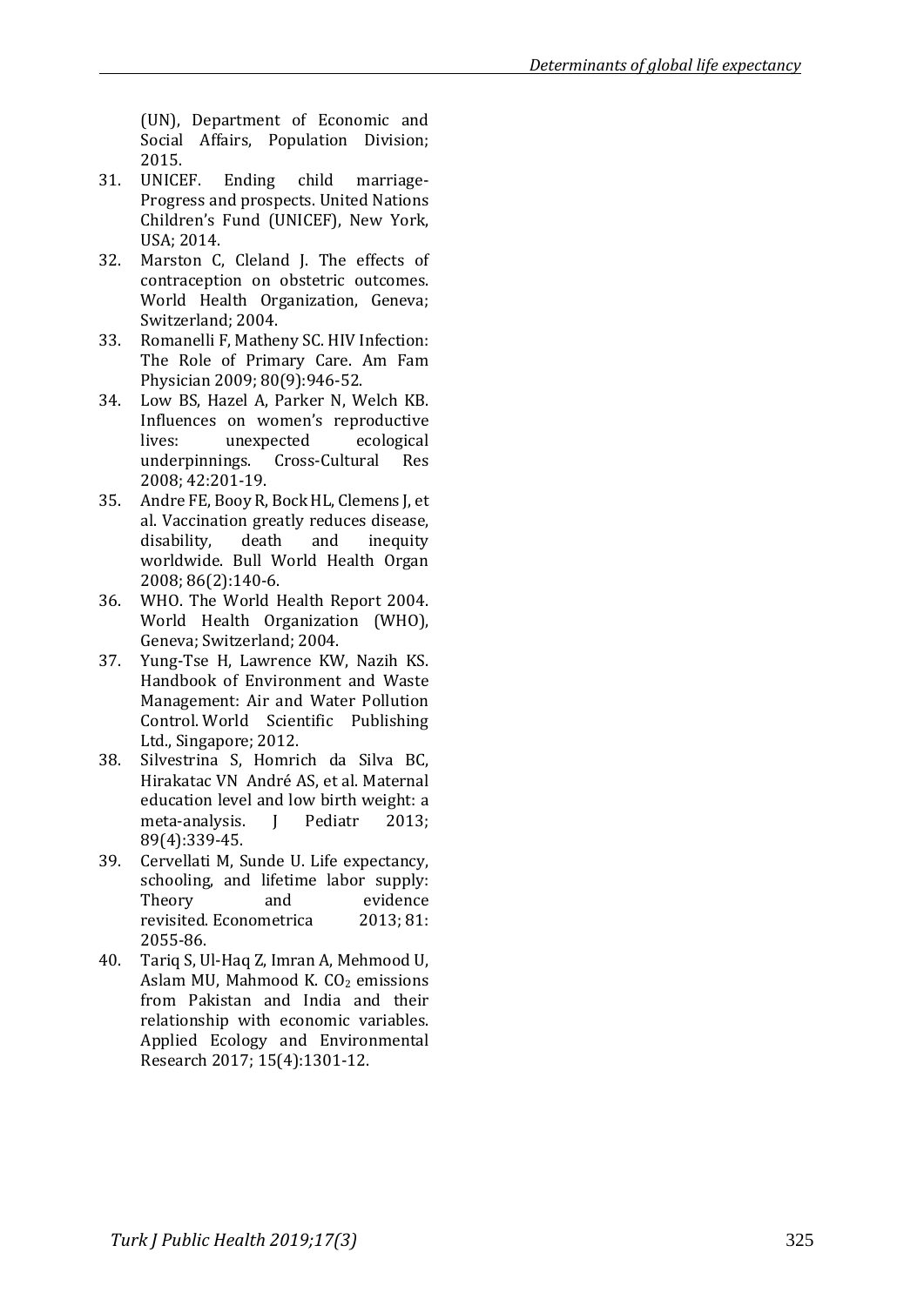(UN), Department of Economic and Social Affairs, Population Division; 2015.

31. UNICEF. Ending child marriage- Progress and prospects. United Nations Children's Fund (UNICEF), New York, USA; 2014.
32. Marston C, Cleland J. The effects of contraception on obstetric outcomes. World Health Organization, Geneva; Switzerland; 2004.
33. Romanelli F, Matheny SC. HIV Infection: The Role of Primary Care. Am Fam Physician 2009; 80(9):946-52.
34. Low BS, Hazel A, Parker N, Welch KB. Influences on women's reproductive lives: unexpected ecological underpinnings. Cross-Cultural Res 2008; 42:201-19.
35. Andre FE, Booy R, Bock HL, Clemens J, et al. Vaccination greatly reduces disease, disability, death and inequity worldwide. Bull World Health Organ 2008; 86(2):140-6.
36. WHO. The World Health Report 2004. World Health Organization (WHO), Geneva; Switzerland; 2004.
37. Yung-Tse H, Lawrence KW, Nazih KS. Handbook of Environment and Waste Management: Air and Water Pollution Control. World Scientific Publishing Ltd., Singapore; 2012.
38. Silvestrina S, Homrich da Silva BC, Hirakatac VN André AS, et al. Maternal education level and low birth weight: a meta-analysis. J Pediatr 2013; 89(4):339-45.
39. Cervellati M, Sunde U. Life expectancy, schooling, and lifetime labor supply: Theory and evidence revisited. Econometrica 2013; 81: 2055-86.
40. Tariq S, Ul-Haq Z, Imran A, Mehmood U, Aslam MU, Mahmood K. $CO_2$ emissions from Pakistan and India and their relationship with economic variables. Applied Ecology and Environmental Research 2017; 15(4):1301-12.